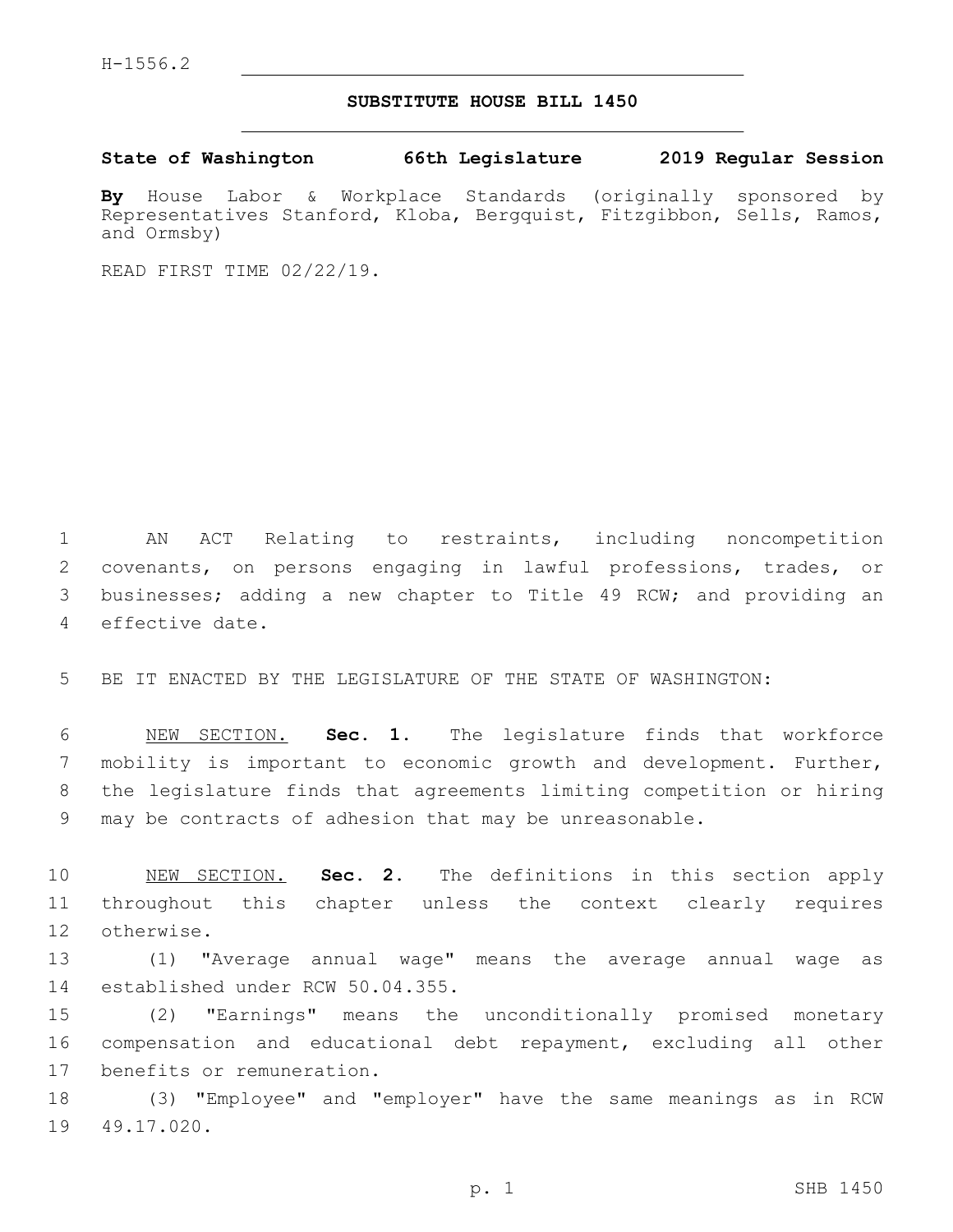H-1556.2

**SUBSTITUTE HOUSE BILL 1450**

**State of Washington 66th Legislature 2019 Regular Session**

**By** House Labor & Workplace Standards (originally sponsored by Representatives Stanford, Kloba, Bergquist, Fitzgibbon, Sells, Ramos, and Ormsby)

READ FIRST TIME 02/22/19.

AN ACT Relating to restraints, including noncompetition covenants, on persons engaging in lawful professions, trades, or businesses; adding a new chapter to Title 49 RCW; and providing an effective date.

BE IT ENACTED BY THE LEGISLATURE OF THE STATE OF WASHINGTON:

NEW SECTION. **Sec. 1.** The legislature finds that workforce mobility is important to economic growth and development. Further, the legislature finds that agreements limiting competition or hiring may be contracts of adhesion that may be unreasonable.

NEW SECTION. **Sec. 2.** The definitions in this section apply throughout this chapter unless the context clearly requires otherwise.

(1) "Average annual wage" means the average annual wage as established under RCW 50.04.355.

(2) "Earnings" means the unconditionally promised monetary compensation and educational debt repayment, excluding all other benefits or remuneration.

(3) "Employee" and "employer" have the same meanings as in RCW 49.17.020.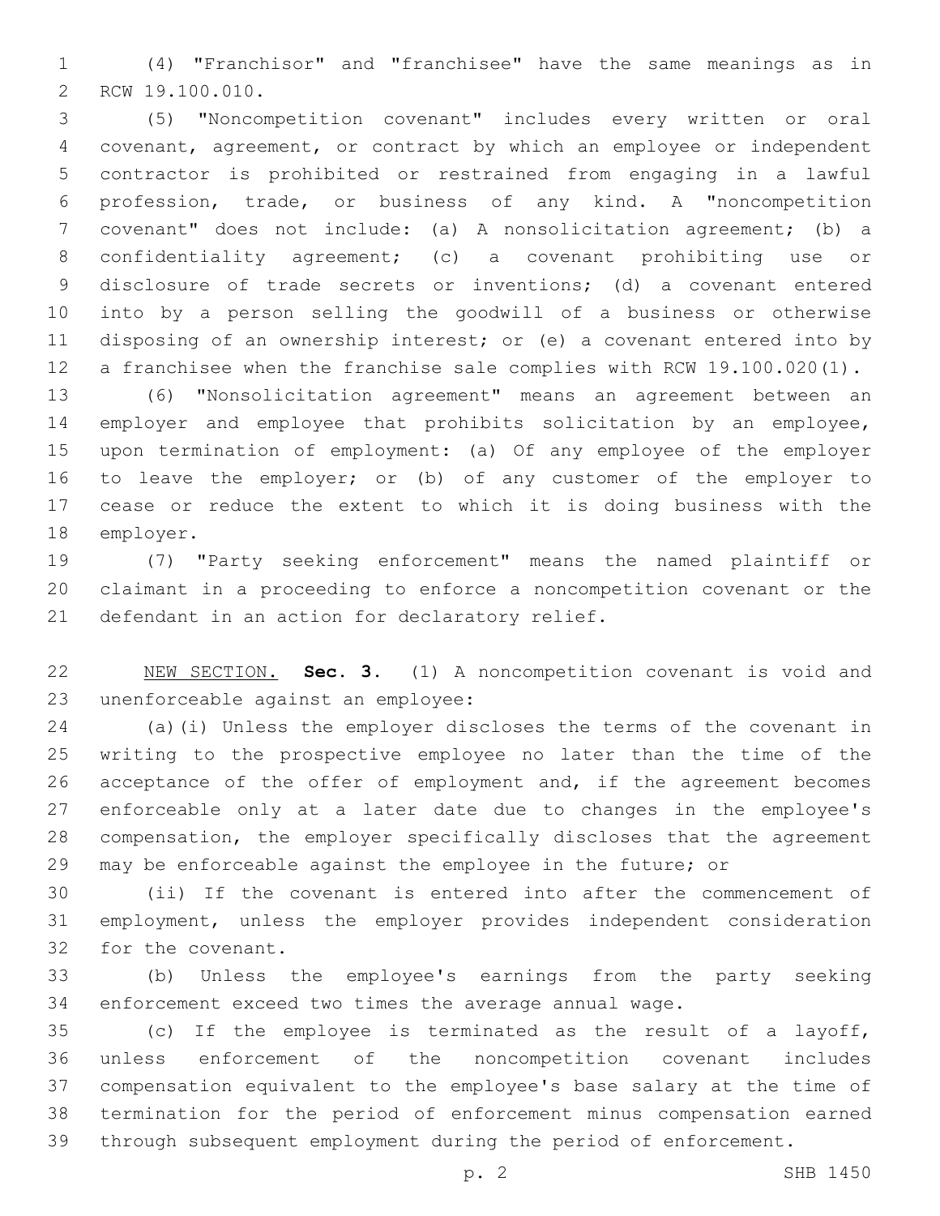(4) "Franchisor" and "franchisee" have the same meanings as in RCW 19.100.010.

(5) "Noncompetition covenant" includes every written or oral covenant, agreement, or contract by which an employee or independent contractor is prohibited or restrained from engaging in a lawful profession, trade, or business of any kind. A "noncompetition covenant" does not include: (a) A nonsolicitation agreement; (b) a confidentiality agreement; (c) a covenant prohibiting use or disclosure of trade secrets or inventions; (d) a covenant entered into by a person selling the goodwill of a business or otherwise disposing of an ownership interest; or (e) a covenant entered into by a franchisee when the franchise sale complies with RCW 19.100.020(1).

(6) "Nonsolicitation agreement" means an agreement between an employer and employee that prohibits solicitation by an employee, upon termination of employment: (a) Of any employee of the employer to leave the employer; or (b) of any customer of the employer to cease or reduce the extent to which it is doing business with the employer.

(7) "Party seeking enforcement" means the named plaintiff or claimant in a proceeding to enforce a noncompetition covenant or the defendant in an action for declaratory relief.

NEW SECTION. **Sec. 3.** (1) A noncompetition covenant is void and unenforceable against an employee:

(a)(i) Unless the employer discloses the terms of the covenant in writing to the prospective employee no later than the time of the acceptance of the offer of employment and, if the agreement becomes enforceable only at a later date due to changes in the employee's compensation, the employer specifically discloses that the agreement may be enforceable against the employee in the future; or

(ii) If the covenant is entered into after the commencement of employment, unless the employer provides independent consideration for the covenant.

(b) Unless the employee's earnings from the party seeking enforcement exceed two times the average annual wage.

(c) If the employee is terminated as the result of a layoff, unless enforcement of the noncompetition covenant includes compensation equivalent to the employee's base salary at the time of termination for the period of enforcement minus compensation earned through subsequent employment during the period of enforcement.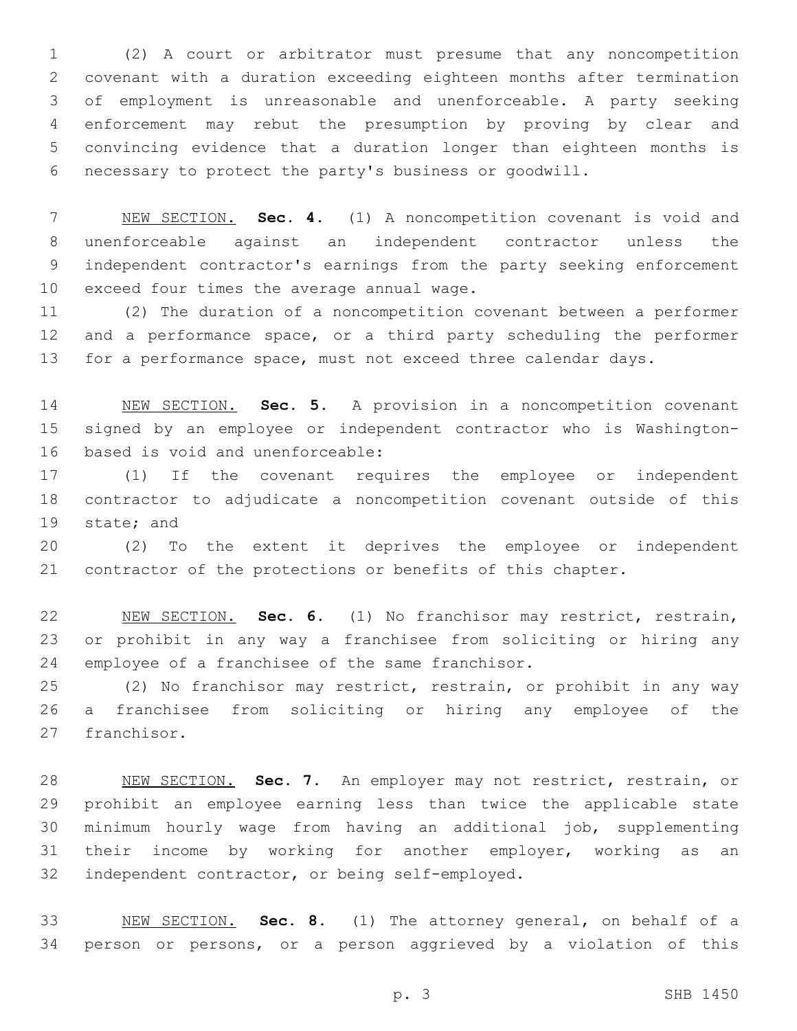(2) A court or arbitrator must presume that any noncompetition covenant with a duration exceeding eighteen months after termination of employment is unreasonable and unenforceable. A party seeking enforcement may rebut the presumption by proving by clear and convincing evidence that a duration longer than eighteen months is necessary to protect the party's business or goodwill.

NEW SECTION. **Sec. 4.** (1) A noncompetition covenant is void and unenforceable against an independent contractor unless the independent contractor's earnings from the party seeking enforcement exceed four times the average annual wage.

(2) The duration of a noncompetition covenant between a performer and a performance space, or a third party scheduling the performer for a performance space, must not exceed three calendar days.

NEW SECTION. **Sec. 5.** A provision in a noncompetition covenant signed by an employee or independent contractor who is Washington-based is void and unenforceable:

(1) If the covenant requires the employee or independent contractor to adjudicate a noncompetition covenant outside of this state; and

(2) To the extent it deprives the employee or independent contractor of the protections or benefits of this chapter.

NEW SECTION. **Sec. 6.** (1) No franchisor may restrict, restrain, or prohibit in any way a franchisee from soliciting or hiring any employee of a franchisee of the same franchisor.

(2) No franchisor may restrict, restrain, or prohibit in any way a franchisee from soliciting or hiring any employee of the franchisor.

NEW SECTION. **Sec. 7.** An employer may not restrict, restrain, or prohibit an employee earning less than twice the applicable state minimum hourly wage from having an additional job, supplementing their income by working for another employer, working as an independent contractor, or being self-employed.

NEW SECTION. **Sec. 8.** (1) The attorney general, on behalf of a person or persons, or a person aggrieved by a violation of this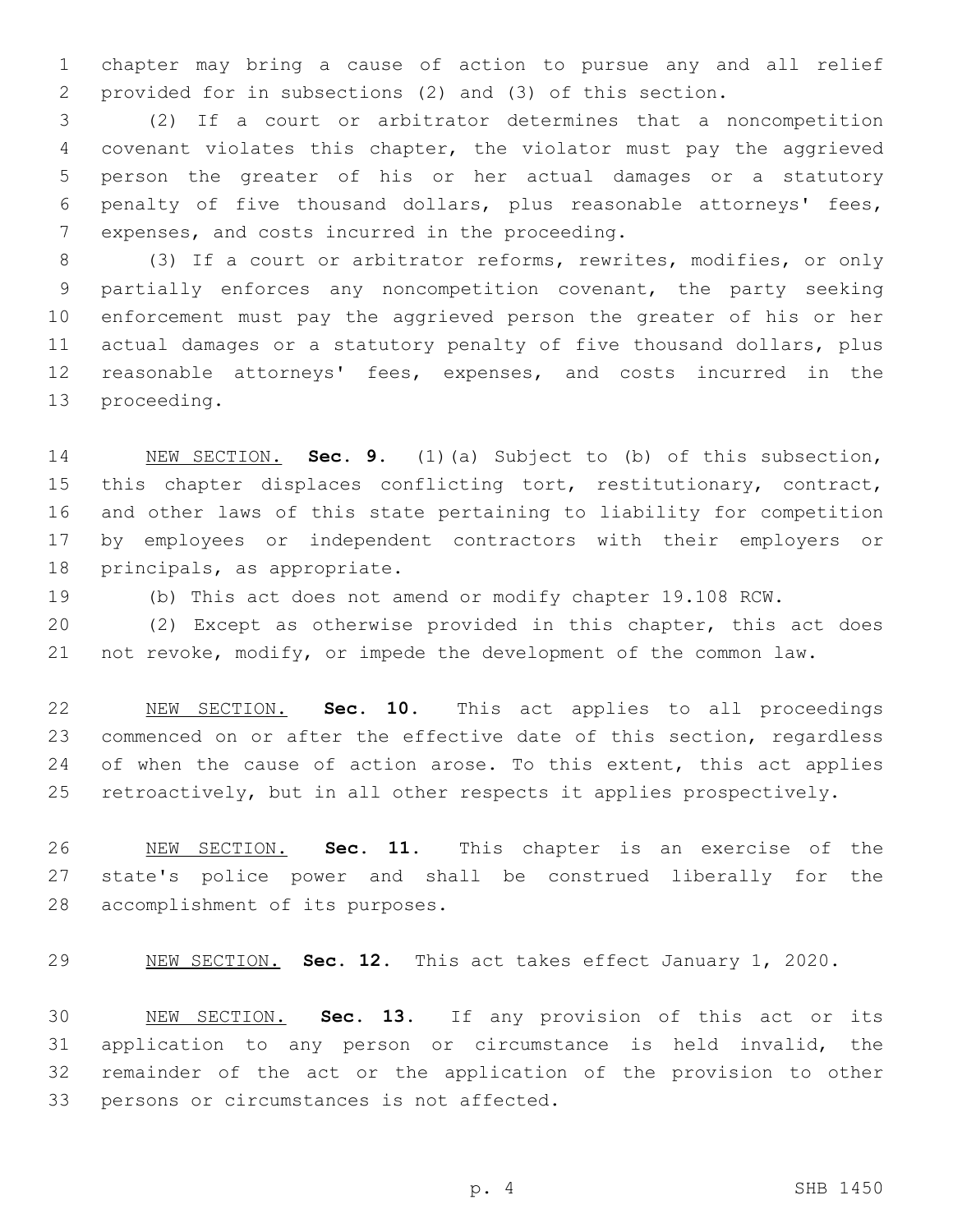chapter may bring a cause of action to pursue any and all relief provided for in subsections (2) and (3) of this section.

(2) If a court or arbitrator determines that a noncompetition covenant violates this chapter, the violator must pay the aggrieved person the greater of his or her actual damages or a statutory penalty of five thousand dollars, plus reasonable attorneys' fees, expenses, and costs incurred in the proceeding.

(3) If a court or arbitrator reforms, rewrites, modifies, or only partially enforces any noncompetition covenant, the party seeking enforcement must pay the aggrieved person the greater of his or her actual damages or a statutory penalty of five thousand dollars, plus reasonable attorneys' fees, expenses, and costs incurred in the proceeding.

NEW SECTION. **Sec. 9.** (1)(a) Subject to (b) of this subsection, this chapter displaces conflicting tort, restitutionary, contract, and other laws of this state pertaining to liability for competition by employees or independent contractors with their employers or principals, as appropriate.

(b) This act does not amend or modify chapter 19.108 RCW.

(2) Except as otherwise provided in this chapter, this act does not revoke, modify, or impede the development of the common law.

NEW SECTION. **Sec. 10.** This act applies to all proceedings commenced on or after the effective date of this section, regardless of when the cause of action arose. To this extent, this act applies retroactively, but in all other respects it applies prospectively.

NEW SECTION. **Sec. 11.** This chapter is an exercise of the state's police power and shall be construed liberally for the accomplishment of its purposes.

NEW SECTION. **Sec. 12.** This act takes effect January 1, 2020.

NEW SECTION. **Sec. 13.** If any provision of this act or its application to any person or circumstance is held invalid, the remainder of the act or the application of the provision to other persons or circumstances is not affected.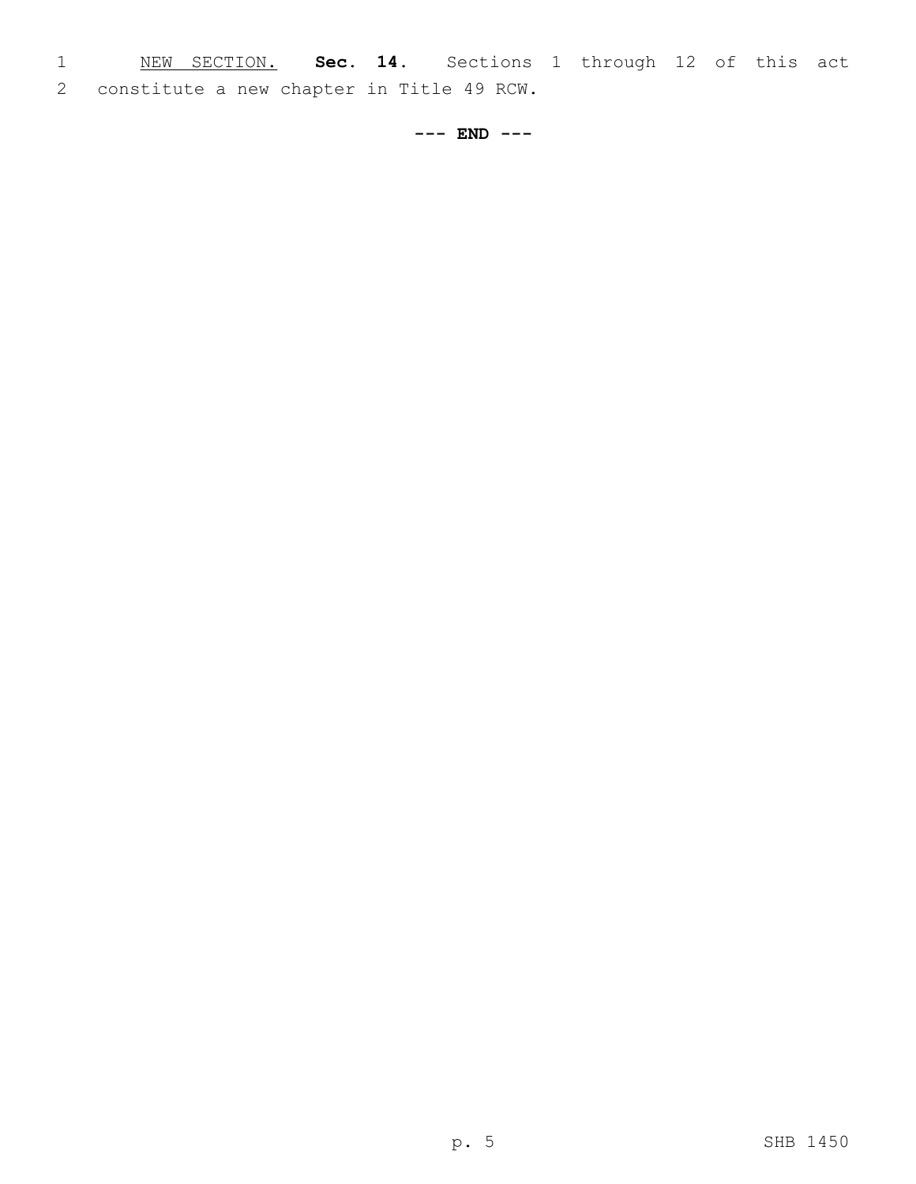NEW SECTION. **Sec. 14.** Sections 1 through 12 of this act constitute a new chapter in Title 49 RCW.

**--- END ---**